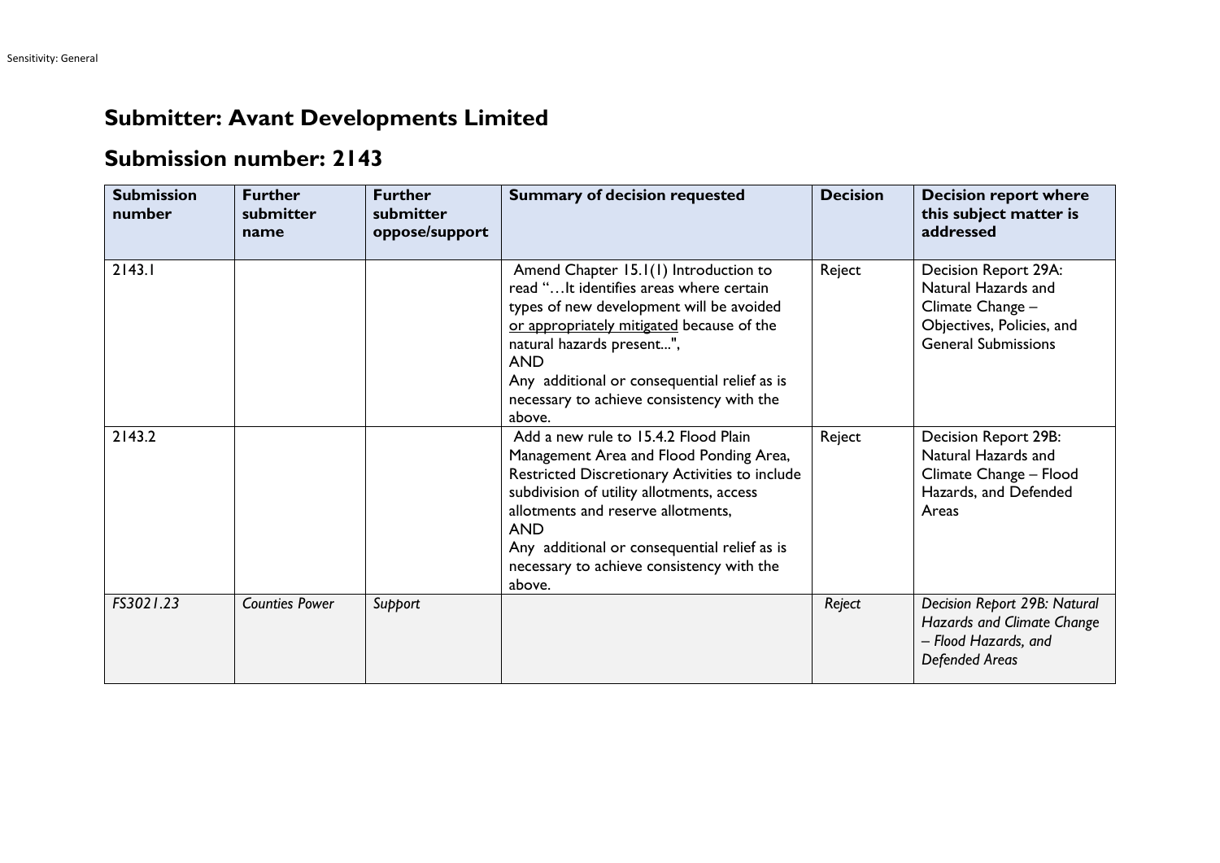# Submitter: Avant Developments Limited

## Submission number: 2143

| Submission number | Further submitter name | Further submitter oppose/support | Summary of decision requested | Decision | Decision report where this subject matter is addressed |
|---|---|---|---|---|---|
| 2143.1 | | | Amend Chapter 15.1(1) Introduction to read "…It identifies areas where certain types of new development will be avoided <u>or appropriately mitigated</u> because of the natural hazards present...", AND Any additional or consequential relief as is necessary to achieve consistency with the above. | Reject | Decision Report 29A: Natural Hazards and Climate Change – Objectives, Policies, and General Submissions |
| 2143.2 | | | Add a new rule to 15.4.2 Flood Plain Management Area and Flood Ponding Area, Restricted Discretionary Activities to include subdivision of utility allotments, access allotments and reserve allotments, AND Any additional or consequential relief as is necessary to achieve consistency with the above. | Reject | Decision Report 29B: Natural Hazards and Climate Change – Flood Hazards, and Defended Areas |
| *FS3021.23* | *Counties Power* | *Support* | | *Reject* | *Decision Report 29B: Natural Hazards and Climate Change – Flood Hazards, and Defended Areas* |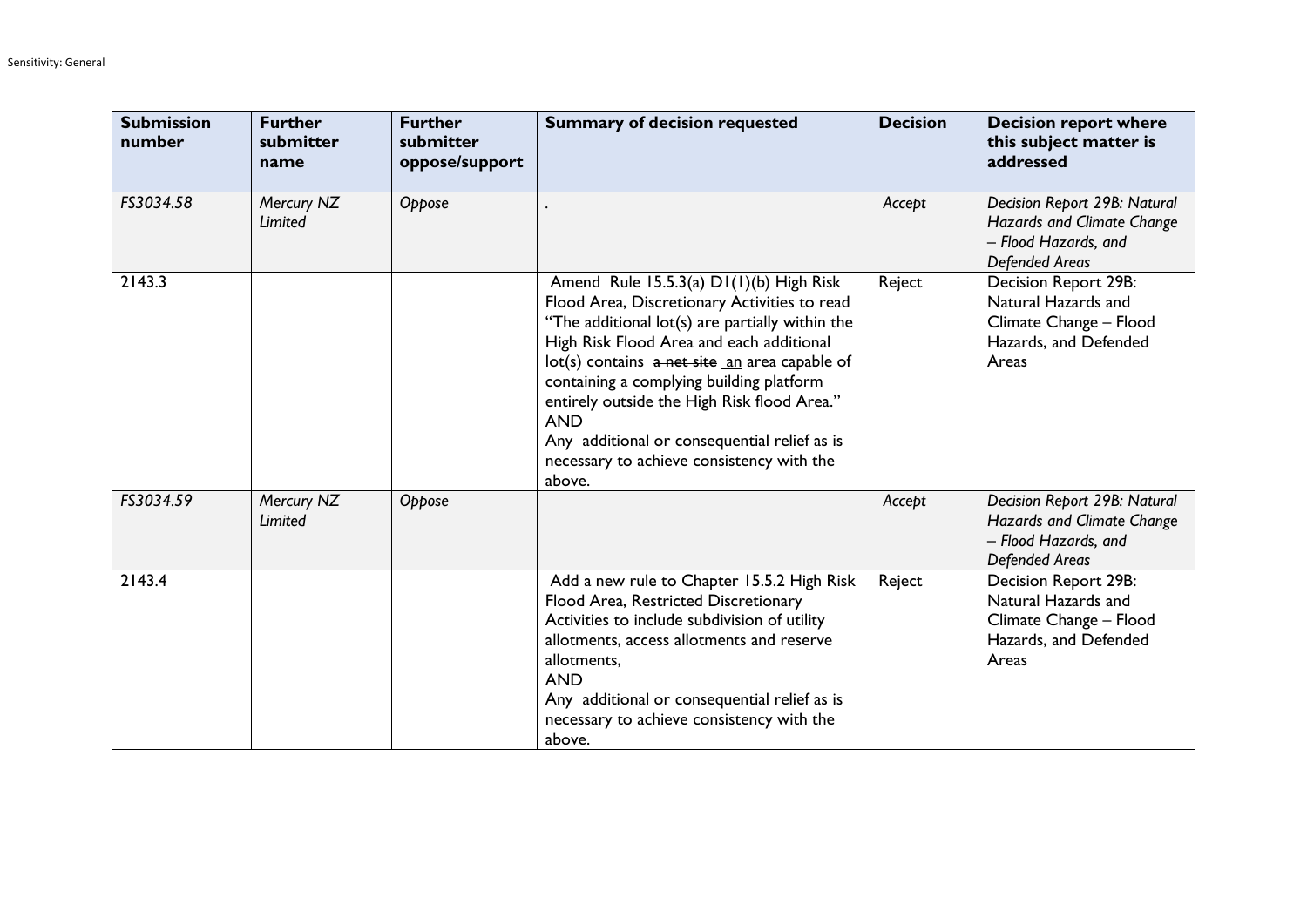| Submission number | Further submitter name | Further submitter oppose/support | Summary of decision requested | Decision | Decision report where this subject matter is addressed |
|---|---|---|---|---|---|
| *FS3034.58* | *Mercury NZ Limited* | *Oppose* | . | *Accept* | *Decision Report 29B: Natural Hazards and Climate Change – Flood Hazards, and Defended Areas* |
| 2143.3 | | | Amend Rule 15.5.3(a) D1(1)(b) High Risk Flood Area, Discretionary Activities to read "The additional lot(s) are partially within the High Risk Flood Area and each additional lot(s) contains ~~a net site~~ an area capable of containing a complying building platform entirely outside the High Risk flood Area." AND Any additional or consequential relief as is necessary to achieve consistency with the above. | Reject | Decision Report 29B: Natural Hazards and Climate Change – Flood Hazards, and Defended Areas |
| *FS3034.59* | *Mercury NZ Limited* | *Oppose* | | *Accept* | *Decision Report 29B: Natural Hazards and Climate Change – Flood Hazards, and Defended Areas* |
| 2143.4 | | | Add a new rule to Chapter 15.5.2 High Risk Flood Area, Restricted Discretionary Activities to include subdivision of utility allotments, access allotments and reserve allotments, AND Any additional or consequential relief as is necessary to achieve consistency with the above. | Reject | Decision Report 29B: Natural Hazards and Climate Change – Flood Hazards, and Defended Areas |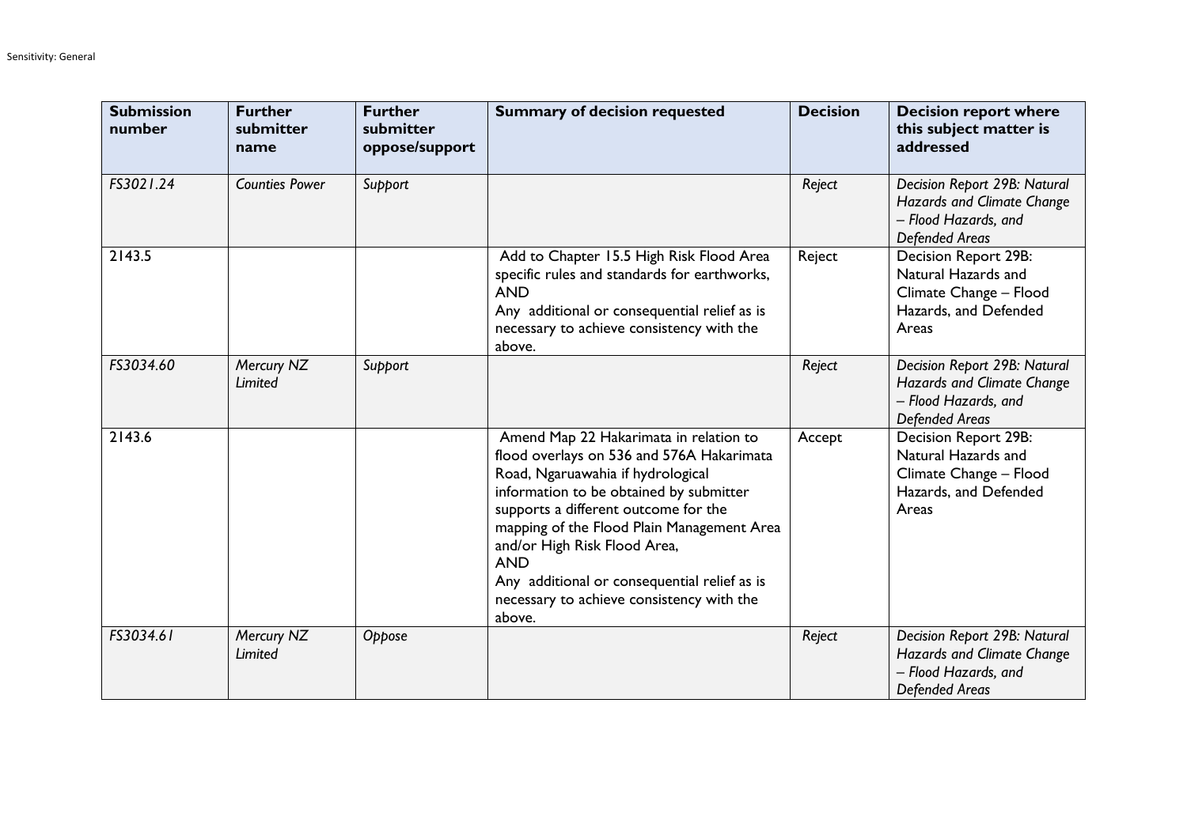| Submission number | Further submitter name | Further submitter oppose/support | Summary of decision requested | Decision | Decision report where this subject matter is addressed |
|---|---|---|---|---|---|
| *FS3021.24* | *Counties Power* | *Support* | | *Reject* | *Decision Report 29B: Natural Hazards and Climate Change – Flood Hazards, and Defended Areas* |
| 2143.5 | | | Add to Chapter 15.5 High Risk Flood Area specific rules and standards for earthworks, AND Any additional or consequential relief as is necessary to achieve consistency with the above. | Reject | Decision Report 29B: Natural Hazards and Climate Change – Flood Hazards, and Defended Areas |
| *FS3034.60* | *Mercury NZ Limited* | *Support* | | *Reject* | *Decision Report 29B: Natural Hazards and Climate Change – Flood Hazards, and Defended Areas* |
| 2143.6 | | | Amend Map 22 Hakarimata in relation to flood overlays on 536 and 576A Hakarimata Road, Ngaruawahia if hydrological information to be obtained by submitter supports a different outcome for the mapping of the Flood Plain Management Area and/or High Risk Flood Area, AND Any additional or consequential relief as is necessary to achieve consistency with the above. | Accept | Decision Report 29B: Natural Hazards and Climate Change – Flood Hazards, and Defended Areas |
| *FS3034.61* | *Mercury NZ Limited* | *Oppose* | | *Reject* | *Decision Report 29B: Natural Hazards and Climate Change – Flood Hazards, and Defended Areas* |